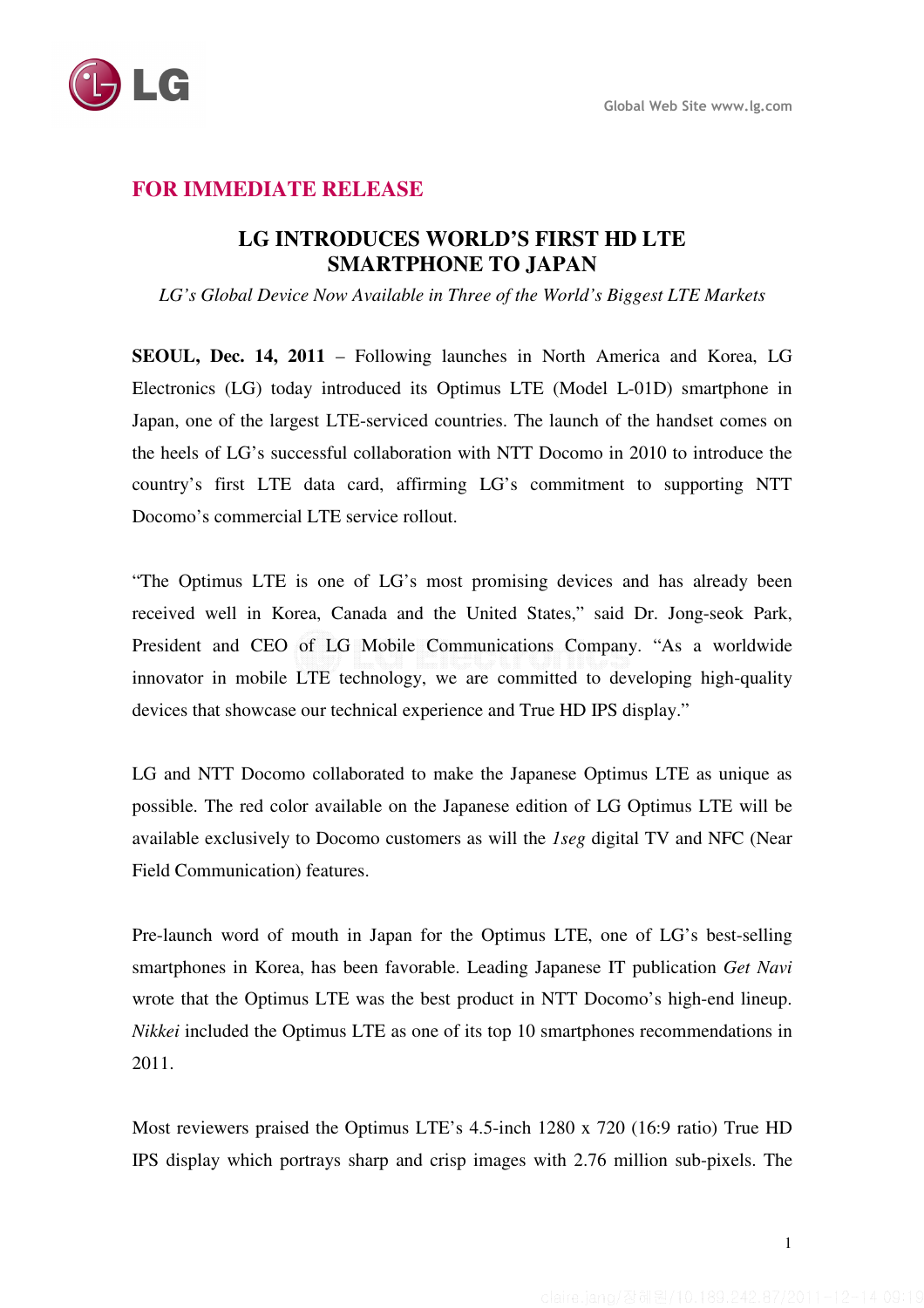Global Web Site www.lg.com

**FOR IMMEDIATE RELEASE**

# LG INTRODUCES WORLD'S FIRST HD LTE SMARTPHONE TO JAPAN

*LG's Global Device Now Available in Three of the World's Biggest LTE Markets*

**SEOUL, Dec. 14, 2011** – Following launches in North America and Korea, LG Electronics (LG) today introduced its Optimus LTE (Model L-01D) smartphone in Japan, one of the largest LTE-serviced countries. The launch of the handset comes on the heels of LG's successful collaboration with NTT Docomo in 2010 to introduce the country's first LTE data card, affirming LG's commitment to supporting NTT Docomo's commercial LTE service rollout.

"The Optimus LTE is one of LG's most promising devices and has already been received well in Korea, Canada and the United States," said Dr. Jong-seok Park, President and CEO of LG Mobile Communications Company. "As a worldwide innovator in mobile LTE technology, we are committed to developing high-quality devices that showcase our technical experience and True HD IPS display."

LG and NTT Docomo collaborated to make the Japanese Optimus LTE as unique as possible. The red color available on the Japanese edition of LG Optimus LTE will be available exclusively to Docomo customers as will the *1seg* digital TV and NFC (Near Field Communication) features.

Pre-launch word of mouth in Japan for the Optimus LTE, one of LG's best-selling smartphones in Korea, has been favorable. Leading Japanese IT publication *Get Navi* wrote that the Optimus LTE was the best product in NTT Docomo's high-end lineup. *Nikkei* included the Optimus LTE as one of its top 10 smartphones recommendations in 2011.

Most reviewers praised the Optimus LTE's 4.5-inch 1280 x 720 (16:9 ratio) True HD IPS display which portrays sharp and crisp images with 2.76 million sub-pixels. The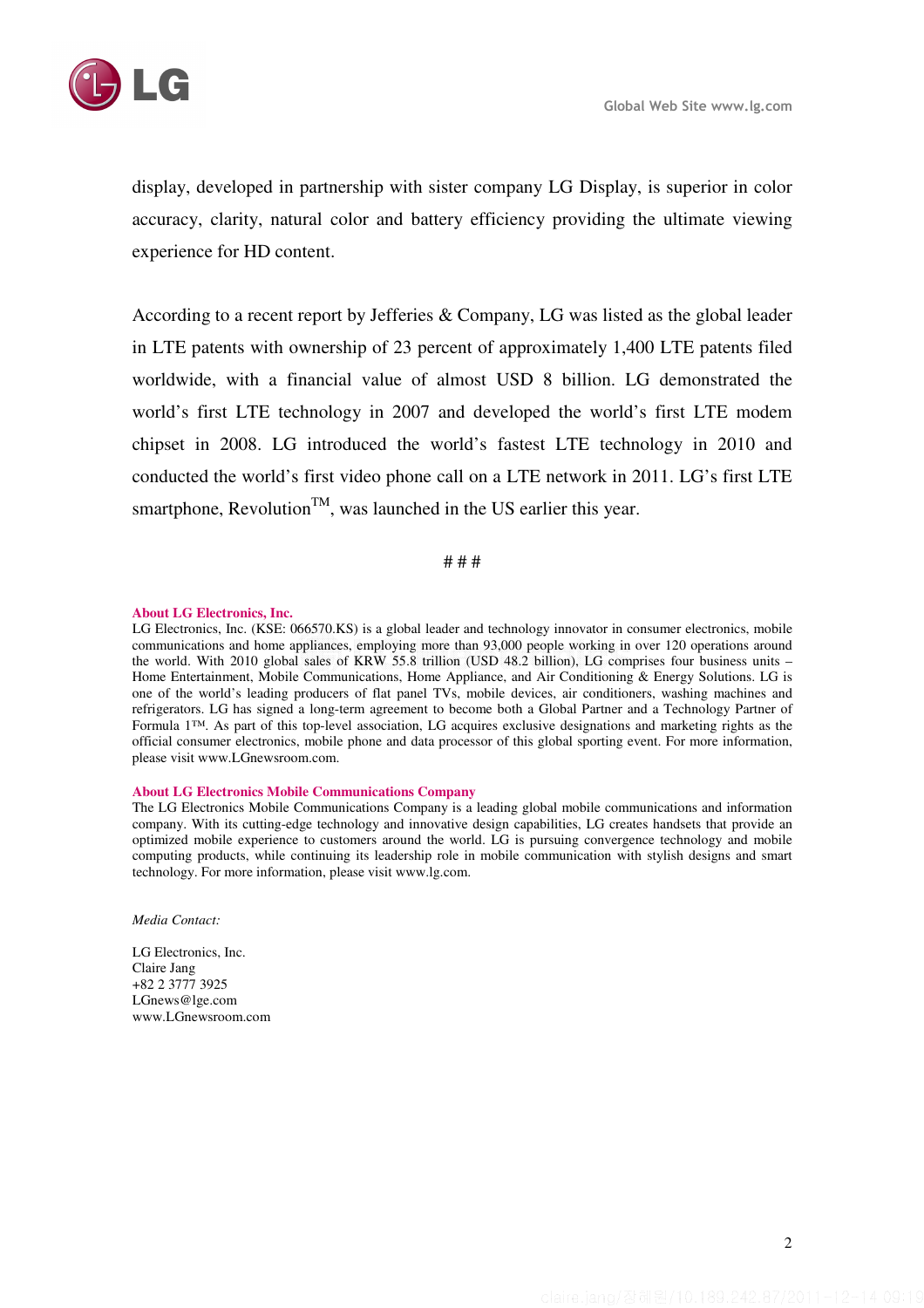display, developed in partnership with sister company LG Display, is superior in color accuracy, clarity, natural color and battery efficiency providing the ultimate viewing experience for HD content.

According to a recent report by Jefferies & Company, LG was listed as the global leader in LTE patents with ownership of 23 percent of approximately 1,400 LTE patents filed worldwide, with a financial value of almost USD 8 billion. LG demonstrated the world's first LTE technology in 2007 and developed the world's first LTE modem chipset in 2008. LG introduced the world's fastest LTE technology in 2010 and conducted the world's first video phone call on a LTE network in 2011. LG's first LTE smartphone, Revolution™, was launched in the US earlier this year.

# # #

**About LG Electronics, Inc.**

LG Electronics, Inc. (KSE: 066570.KS) is a global leader and technology innovator in consumer electronics, mobile communications and home appliances, employing more than 93,000 people working in over 120 operations around the world. With 2010 global sales of KRW 55.8 trillion (USD 48.2 billion), LG comprises four business units – Home Entertainment, Mobile Communications, Home Appliance, and Air Conditioning & Energy Solutions. LG is one of the world's leading producers of flat panel TVs, mobile devices, air conditioners, washing machines and refrigerators. LG has signed a long-term agreement to become both a Global Partner and a Technology Partner of Formula 1™. As part of this top-level association, LG acquires exclusive designations and marketing rights as the official consumer electronics, mobile phone and data processor of this global sporting event. For more information, please visit www.LGnewsroom.com.

**About LG Electronics Mobile Communications Company**

The LG Electronics Mobile Communications Company is a leading global mobile communications and information company. With its cutting-edge technology and innovative design capabilities, LG creates handsets that provide an optimized mobile experience to customers around the world. LG is pursuing convergence technology and mobile computing products, while continuing its leadership role in mobile communication with stylish designs and smart technology. For more information, please visit www.lg.com.

*Media Contact:*

LG Electronics, Inc.
Claire Jang
+82 2 3777 3925
LGnews@lge.com
www.LGnewsroom.com